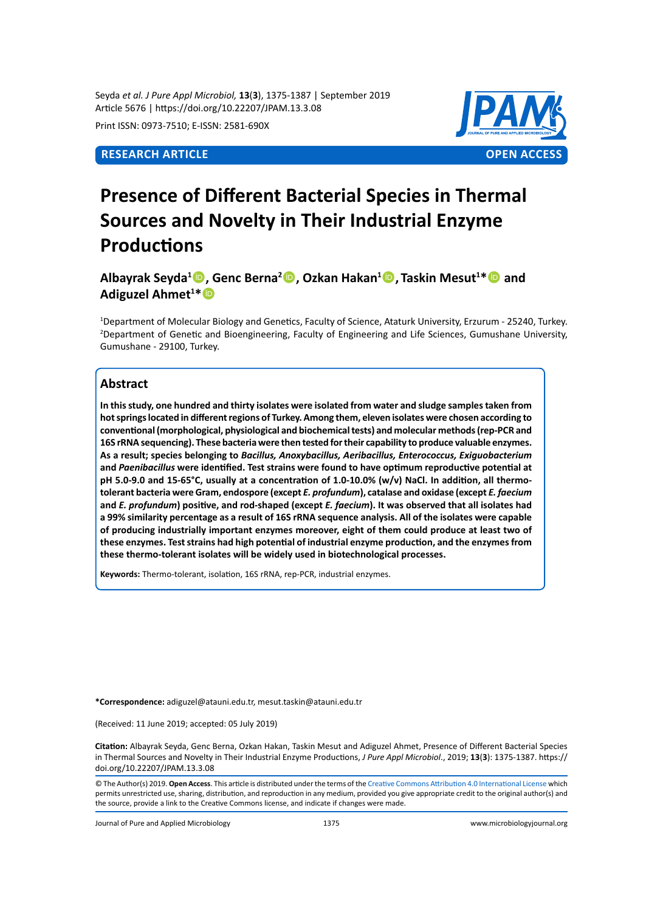RESEARCH ARTICLE OPEN ACCESS

# Presence of Different Bacterial Species in Thermal Sources and Novelty in Their Industrial Enzyme Productions

**Albayrak Seyda[1], Genc Berna[2], Ozkan Hakan[1], Taskin Mesut[1]* and Adiguzel Ahmet[1]***

[1]Department of Molecular Biology and Genetics, Faculty of Science, Ataturk University, Erzurum - 25240, Turkey.
[2]Department of Genetic and Bioengineering, Faculty of Engineering and Life Sciences, Gumushane University, Gumushane - 29100, Turkey.

## Abstract

**In this study, one hundred and thirty isolates were isolated from water and sludge samples taken from hot springs located in different regions of Turkey. Among them, eleven isolates were chosen according to conventional (morphological, physiological and biochemical tests) and molecular methods (rep-PCR and 16S rRNA sequencing). These bacteria were then tested for their capability to produce valuable enzymes. As a result; species belonging to *Bacillus, Anoxybacillus, Aeribacillus, Enterococcus, Exiguobacterium* and *Paenibacillus* were identified. Test strains were found to have optimum reproductive potential at pH 5.0-9.0 and 15-65°C, usually at a concentration of 1.0-10.0% (w/v) NaCl. In addition, all thermo-tolerant bacteria were Gram, endospore (except *E. profundum*), catalase and oxidase (except *E. faecium* and *E. profundum*) positive, and rod-shaped (except *E. faecium*). It was observed that all isolates had a 99% similarity percentage as a result of 16S rRNA sequence analysis. All of the isolates were capable of producing industrially important enzymes moreover, eight of them could produce at least two of these enzymes. Test strains had high potential of industrial enzyme production, and the enzymes from these thermo-tolerant isolates will be widely used in biotechnological processes.**

**Keywords:** Thermo-tolerant, isolation, 16S rRNA, rep-PCR, industrial enzymes.

**\*Correspondence:** adiguzel@atauni.edu.tr, mesut.taskin@atauni.edu.tr

(Received: 11 June 2019; accepted: 05 July 2019)

**Citation:** Albayrak Seyda, Genc Berna, Ozkan Hakan, Taskin Mesut and Adiguzel Ahmet, Presence of Different Bacterial Species in Thermal Sources and Novelty in Their Industrial Enzyme Productions, *J Pure Appl Microbiol*., 2019; **13**(**3**): 1375-1387. https://doi.org/10.22207/JPAM.13.3.08

© The Author(s) 2019. **Open Access**. This article is distributed under the terms of the Creative Commons Attribution 4.0 International License which permits unrestricted use, sharing, distribution, and reproduction in any medium, provided you give appropriate credit to the original author(s) and the source, provide a link to the Creative Commons license, and indicate if changes were made.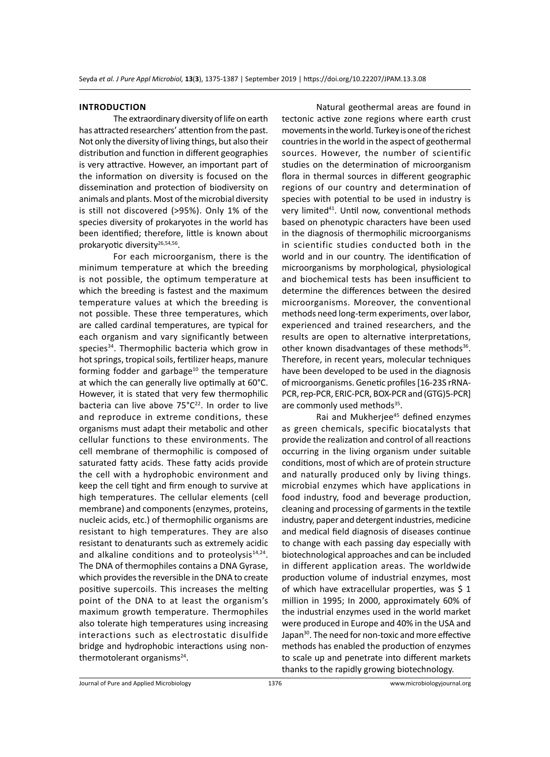## INTRODUCTION

The extraordinary diversity of life on earth has attracted researchers' attention from the past. Not only the diversity of living things, but also their distribution and function in different geographies is very attractive. However, an important part of the information on diversity is focused on the dissemination and protection of biodiversity on animals and plants. Most of the microbial diversity is still not discovered (>95%). Only 1% of the species diversity of prokaryotes in the world has been identified; therefore, little is known about prokaryotic diversity[26,54,56].

For each microorganism, there is the minimum temperature at which the breeding is not possible, the optimum temperature at which the breeding is fastest and the maximum temperature values at which the breeding is not possible. These three temperatures, which are called cardinal temperatures, are typical for each organism and vary significantly between species[34]. Thermophilic bacteria which grow in hot springs, tropical soils, fertilizer heaps, manure forming fodder and garbage[10] the temperature at which the can generally live optimally at 60°C. However, it is stated that very few thermophilic bacteria can live above 75°C[22]. In order to live and reproduce in extreme conditions, these organisms must adapt their metabolic and other cellular functions to these environments. The cell membrane of thermophilic is composed of saturated fatty acids. These fatty acids provide the cell with a hydrophobic environment and keep the cell tight and firm enough to survive at high temperatures. The cellular elements (cell membrane) and components (enzymes, proteins, nucleic acids, etc.) of thermophilic organisms are resistant to high temperatures. They are also resistant to denaturants such as extremely acidic and alkaline conditions and to proteolysis[14,24]. The DNA of thermophiles contains a DNA Gyrase, which provides the reversible in the DNA to create positive supercoils. This increases the melting point of the DNA to at least the organism's maximum growth temperature. Thermophiles also tolerate high temperatures using increasing interactions such as electrostatic disulfide bridge and hydrophobic interactions using non-thermotolerant organisms[24].

Natural geothermal areas are found in tectonic active zone regions where earth crust movements in the world. Turkey is one of the richest countries in the world in the aspect of geothermal sources. However, the number of scientific studies on the determination of microorganism flora in thermal sources in different geographic regions of our country and determination of species with potential to be used in industry is very limited[41]. Until now, conventional methods based on phenotypic characters have been used in the diagnosis of thermophilic microorganisms in scientific studies conducted both in the world and in our country. The identification of microorganisms by morphological, physiological and biochemical tests has been insufficient to determine the differences between the desired microorganisms. Moreover, the conventional methods need long-term experiments, over labor, experienced and trained researchers, and the results are open to alternative interpretations, other known disadvantages of these methods[36]. Therefore, in recent years, molecular techniques have been developed to be used in the diagnosis of microorganisms. Genetic profiles [16-23S rRNA-PCR, rep-PCR, ERIC-PCR, BOX-PCR and (GTG)5-PCR] are commonly used methods[35].

Rai and Mukherjee[45] defined enzymes as green chemicals, specific biocatalysts that provide the realization and control of all reactions occurring in the living organism under suitable conditions, most of which are of protein structure and naturally produced only by living things. microbial enzymes which have applications in food industry, food and beverage production, cleaning and processing of garments in the textile industry, paper and detergent industries, medicine and medical field diagnosis of diseases continue to change with each passing day especially with biotechnological approaches and can be included in different application areas. The worldwide production volume of industrial enzymes, most of which have extracellular properties, was $ 1 million in 1995; In 2000, approximately 60% of the industrial enzymes used in the world market were produced in Europe and 40% in the USA and Japan[30]. The need for non-toxic and more effective methods has enabled the production of enzymes to scale up and penetrate into different markets thanks to the rapidly growing biotechnology.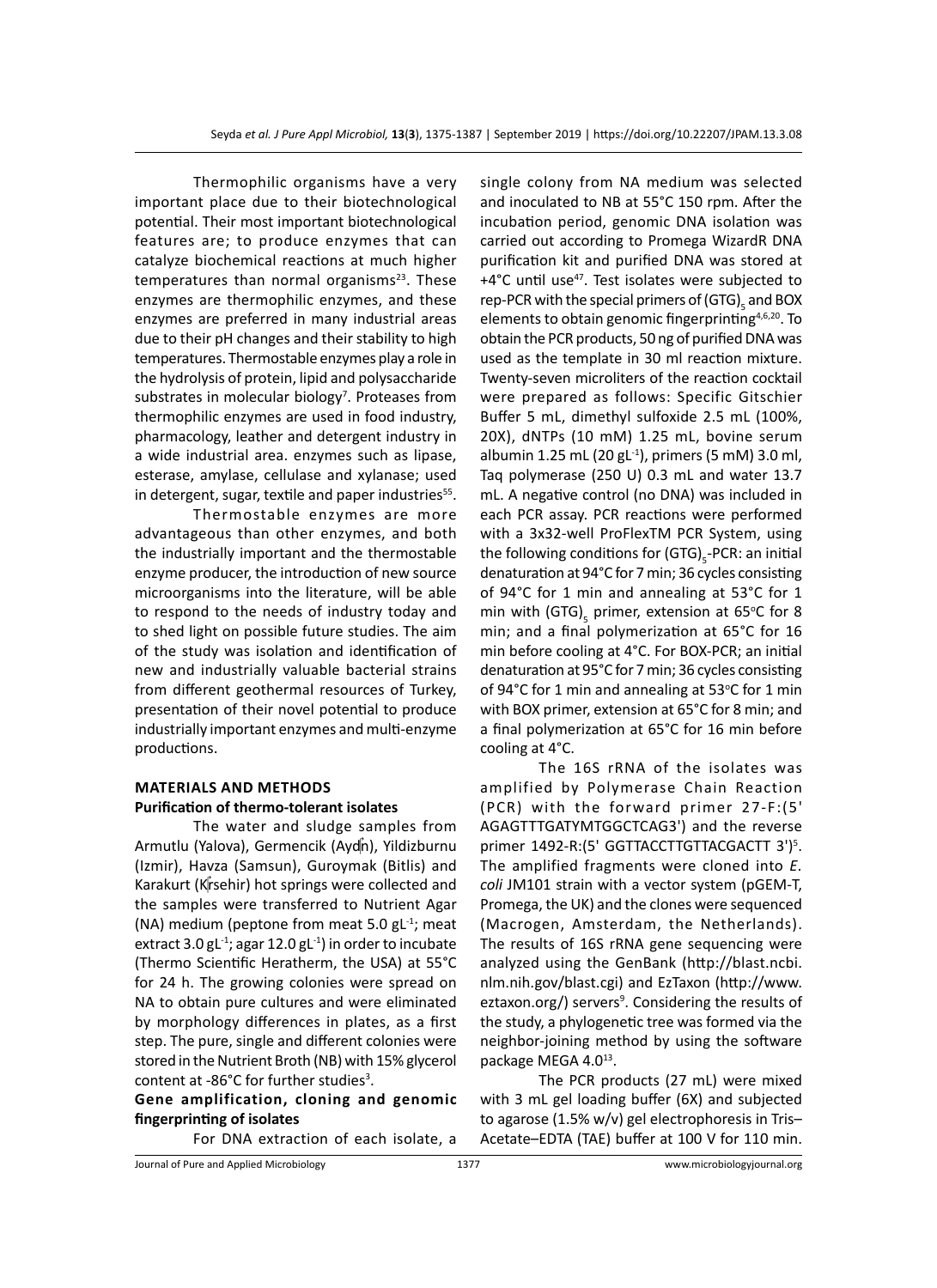Thermophilic organisms have a very important place due to their biotechnological potential. Their most important biotechnological features are; to produce enzymes that can catalyze biochemical reactions at much higher temperatures than normal organisms[23]. These enzymes are thermophilic enzymes, and these enzymes are preferred in many industrial areas due to their pH changes and their stability to high temperatures. Thermostable enzymes play a role in the hydrolysis of protein, lipid and polysaccharide substrates in molecular biology[7]. Proteases from thermophilic enzymes are used in food industry, pharmacology, leather and detergent industry in a wide industrial area. enzymes such as lipase, esterase, amylase, cellulase and xylanase; used in detergent, sugar, textile and paper industries[55].

Thermostable enzymes are more advantageous than other enzymes, and both the industrially important and the thermostable enzyme producer, the introduction of new source microorganisms into the literature, will be able to respond to the needs of industry today and to shed light on possible future studies. The aim of the study was isolation and identification of new and industrially valuable bacterial strains from different geothermal resources of Turkey, presentation of their novel potential to produce industrially important enzymes and multi-enzyme productions.

## MATERIALS AND METHODS

### Purification of thermo-tolerant isolates

The water and sludge samples from Armutlu (Yalova), Germencik (Aydın), Yildizburnu (Izmir), Havza (Samsun), Guroymak (Bitlis) and Karakurt (Kırsehir) hot springs were collected and the samples were transferred to Nutrient Agar (NA) medium (peptone from meat 5.0 $gL^{-1}$; meat extract 3.0 $gL^{-1}$; agar 12.0 $gL^{-1}$) in order to incubate (Thermo Scientific Heratherm, the USA) at 55°C for 24 h. The growing colonies were spread on NA to obtain pure cultures and were eliminated by morphology differences in plates, as a first step. The pure, single and different colonies were stored in the Nutrient Broth (NB) with 15% glycerol content at -86°C for further studies[3].

### Gene amplification, cloning and genomic fingerprinting of isolates

For DNA extraction of each isolate, a single colony from NA medium was selected and inoculated to NB at 55°C 150 rpm. After the incubation period, genomic DNA isolation was carried out according to Promega WizardR DNA purification kit and purified DNA was stored at +4°C until use[47]. Test isolates were subjected to rep-PCR with the special primers of $(GTG)_5$ and BOX elements to obtain genomic fingerprinting[4,6,20]. To obtain the PCR products, 50 ng of purified DNA was used as the template in 30 ml reaction mixture. Twenty-seven microliters of the reaction cocktail were prepared as follows: Specific Gitschier Buffer 5 mL, dimethyl sulfoxide 2.5 mL (100%, 20X), dNTPs (10 mM) 1.25 mL, bovine serum albumin 1.25 mL (20 $gL^{-1}$), primers (5 mM) 3.0 ml, Taq polymerase (250 U) 0.3 mL and water 13.7 mL. A negative control (no DNA) was included in each PCR assay. PCR reactions were performed with a 3x32-well ProFlexTM PCR System, using the following conditions for $(GTG)_5$-PCR: an initial denaturation at 94°C for 7 min; 36 cycles consisting of 94°C for 1 min and annealing at 53°C for 1 min with $(GTG)_5$ primer, extension at 65°C for 8 min; and a final polymerization at 65°C for 16 min before cooling at 4°C. For BOX-PCR; an initial denaturation at 95°C for 7 min; 36 cycles consisting of 94°C for 1 min and annealing at 53°C for 1 min with BOX primer, extension at 65°C for 8 min; and a final polymerization at 65°C for 16 min before cooling at 4°C.

The 16S rRNA of the isolates was amplified by Polymerase Chain Reaction (PCR) with the forward primer 27-F:(5' AGAGTTTGATYMTGGCTCAG3') and the reverse primer 1492-R:(5' GGTTACCTTGTTACGACTT 3')[5]. The amplified fragments were cloned into *E. coli* JM101 strain with a vector system (pGEM-T, Promega, the UK) and the clones were sequenced (Macrogen, Amsterdam, the Netherlands). The results of 16S rRNA gene sequencing were analyzed using the GenBank (http://blast.ncbi.nlm.nih.gov/blast.cgi) and EzTaxon (http://www.eztaxon.org/) servers[9]. Considering the results of the study, a phylogenetic tree was formed via the neighbor-joining method by using the software package MEGA 4.0[13].

The PCR products (27 mL) were mixed with 3 mL gel loading buffer (6X) and subjected to agarose (1.5% w/v) gel electrophoresis in Tris–Acetate–EDTA (TAE) buffer at 100 V for 110 min.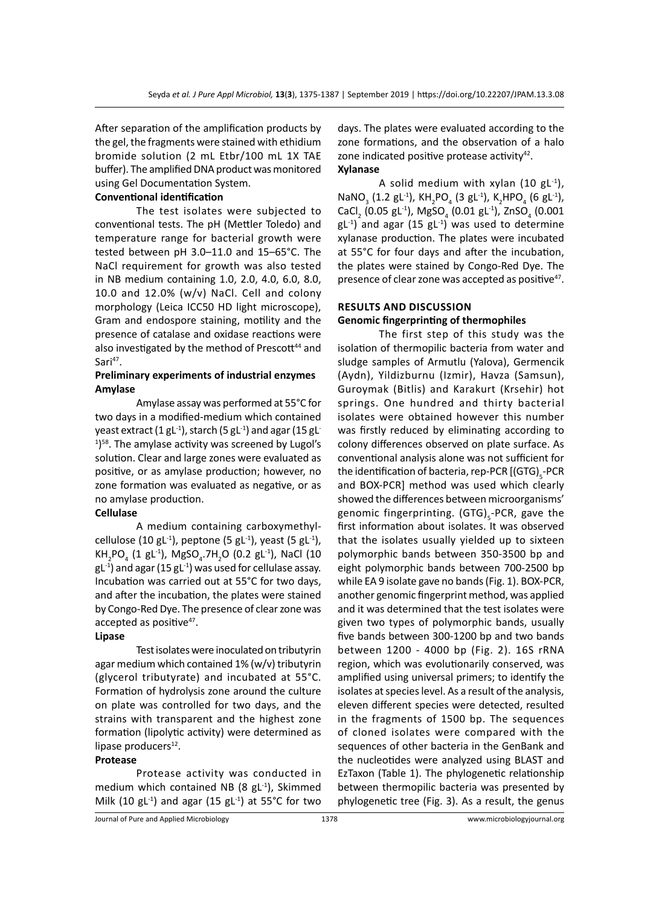After separation of the amplification products by the gel, the fragments were stained with ethidium bromide solution (2 mL Etbr/100 mL 1X TAE buffer). The amplified DNA product was monitored using Gel Documentation System.

### Conventional identification

The test isolates were subjected to conventional tests. The pH (Mettler Toledo) and temperature range for bacterial growth were tested between pH 3.0–11.0 and 15–65°C. The NaCl requirement for growth was also tested in NB medium containing 1.0, 2.0, 4.0, 6.0, 8.0, 10.0 and 12.0% (w/v) NaCl. Cell and colony morphology (Leica ICC50 HD light microscope), Gram and endospore staining, motility and the presence of catalase and oxidase reactions were also investigated by the method of Prescott[44] and Sari[47].

### Preliminary experiments of industrial enzymes

#### Amylase

Amylase assay was performed at 55°C for two days in a modified-medium which contained yeast extract (1 $gL^{-1}$), starch (5 $gL^{-1}$) and agar (15 $gL^{-1}$)[58]. The amylase activity was screened by Lugol's solution. Clear and large zones were evaluated as positive, or as amylase production; however, no zone formation was evaluated as negative, or as no amylase production.

#### Cellulase

A medium containing carboxymethyl-cellulose (10 $gL^{-1}$), peptone (5 $gL^{-1}$), yeast (5 $gL^{-1}$), $KH_2PO_4$ (1 $gL^{-1}$), $MgSO_4.7H_2O$ (0.2 $gL^{-1}$), NaCl (10 $gL^{-1}$) and agar (15 $gL^{-1}$) was used for cellulase assay. Incubation was carried out at 55°C for two days, and after the incubation, the plates were stained by Congo-Red Dye. The presence of clear zone was accepted as positive[47].

#### Lipase

Test isolates were inoculated on tributyrin agar medium which contained 1% (w/v) tributyrin (glycerol tributyrate) and incubated at 55°C. Formation of hydrolysis zone around the culture on plate was controlled for two days, and the strains with transparent and the highest zone formation (lipolytic activity) were determined as lipase producers[12].

#### Protease

Protease activity was conducted in medium which contained NB (8 $gL^{-1}$), Skimmed Milk (10 $gL^{-1}$) and agar (15 $gL^{-1}$) at 55°C for two days. The plates were evaluated according to the zone formations, and the observation of a halo zone indicated positive protease activity[42].

#### Xylanase

A solid medium with xylan (10 $gL^{-1}$), $NaNO_3$ (1.2 $gL^{-1}$), $KH_2PO_4$ (3 $gL^{-1}$), $K_2HPO_4$ (6 $gL^{-1}$), $CaCl_2$ (0.05 $gL^{-1}$), $MgSO_4$ (0.01 $gL^{-1}$), $ZnSO_4$ (0.001 $gL^{-1}$) and agar (15 $gL^{-1}$) was used to determine xylanase production. The plates were incubated at 55°C for four days and after the incubation, the plates were stained by Congo-Red Dye. The presence of clear zone was accepted as positive[47].

## RESULTS AND DISCUSSION

### Genomic fingerprinting of thermophiles

The first step of this study was the isolation of thermopilic bacteria from water and sludge samples of Armutlu (Yalova), Germencik (Aydn), Yildizburnu (Izmir), Havza (Samsun), Guroymak (Bitlis) and Karakurt (Krsehir) hot springs. One hundred and thirty bacterial isolates were obtained however this number was firstly reduced by eliminating according to colony differences observed on plate surface. As conventional analysis alone was not sufficient for the identification of bacteria, rep-PCR [$(GTG)_5$-PCR and BOX-PCR] method was used which clearly showed the differences between microorganisms' genomic fingerprinting. $(GTG)_5$-PCR, gave the first information about isolates. It was observed that the isolates usually yielded up to sixteen polymorphic bands between 350-3500 bp and eight polymorphic bands between 700-2500 bp while EA 9 isolate gave no bands (Fig. 1). BOX-PCR, another genomic fingerprint method, was applied and it was determined that the test isolates were given two types of polymorphic bands, usually five bands between 300-1200 bp and two bands between 1200 - 4000 bp (Fig. 2). 16S rRNA region, which was evolutionarily conserved, was amplified using universal primers; to identify the isolates at species level. As a result of the analysis, eleven different species were detected, resulted in the fragments of 1500 bp. The sequences of cloned isolates were compared with the sequences of other bacteria in the GenBank and the nucleotides were analyzed using BLAST and EzTaxon (Table 1). The phylogenetic relationship between thermopilic bacteria was presented by phylogenetic tree (Fig. 3). As a result, the genus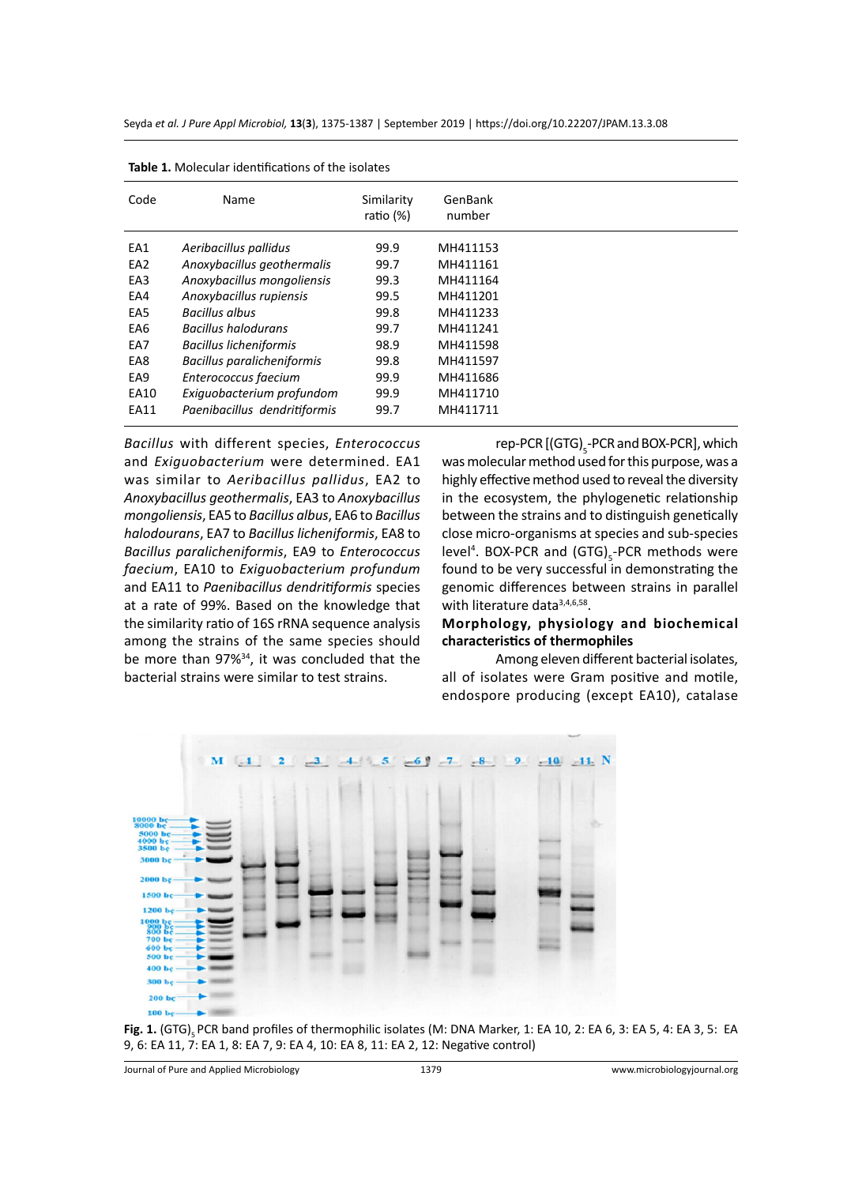**Table 1.** Molecular identifications of the isolates

| Code | Name | Similarity ratio (%) | GenBank number |
|---|---|---|---|
| EA1 | *Aeribacillus pallidus* | 99.9 | MH411153 |
| EA2 | *Anoxybacillus geothermalis* | 99.7 | MH411161 |
| EA3 | *Anoxybacillus mongoliensis* | 99.3 | MH411164 |
| EA4 | *Anoxybacillus rupiensis* | 99.5 | MH411201 |
| EA5 | *Bacillus albus* | 99.8 | MH411233 |
| EA6 | *Bacillus halodurans* | 99.7 | MH411241 |
| EA7 | *Bacillus licheniformis* | 98.9 | MH411598 |
| EA8 | *Bacillus paralicheniformis* | 99.8 | MH411597 |
| EA9 | *Enterococcus faecium* | 99.9 | MH411686 |
| EA10 | *Exiguobacterium profundom* | 99.9 | MH411710 |
| EA11 | *Paenibacillus dendritiformis* | 99.7 | MH411711 |

*Bacillus* with different species, *Enterococcus* and *Exiguobacterium* were determined. EA1 was similar to *Aeribacillus pallidus*, EA2 to *Anoxybacillus geothermalis*, EA3 to *Anoxybacillus mongoliensis*, EA5 to *Bacillus albus*, EA6 to *Bacillus halodourans*, EA7 to *Bacillus licheniformis*, EA8 to *Bacillus paralicheniformis*, EA9 to *Enterococcus faecium*, EA10 to *Exiguobacterium profundum* and EA11 to *Paenibacillus dendritiformis* species at a rate of 99%. Based on the knowledge that the similarity ratio of 16S rRNA sequence analysis among the strains of the same species should be more than 97%[34], it was concluded that the bacterial strains were similar to test strains.

rep-PCR [$(GTG)_5$-PCR and BOX-PCR], which was molecular method used for this purpose, was a highly effective method used to reveal the diversity in the ecosystem, the phylogenetic relationship between the strains and to distinguish genetically close micro-organisms at species and sub-species level[4]. BOX-PCR and $(GTG)_5$-PCR methods were found to be very successful in demonstrating the genomic differences between strains in parallel with literature data[3,4,6,58].

**Morphology, physiology and biochemical characteristics of thermophiles**

Among eleven different bacterial isolates, all of isolates were Gram positive and motile, endospore producing (except EA10), catalase

**Fig. 1.** $(GTG)_5$ PCR band profiles of thermophilic isolates (M: DNA Marker, 1: EA 10, 2: EA 6, 3: EA 5, 4: EA 3, 5: EA 9, 6: EA 11, 7: EA 1, 8: EA 7, 9: EA 4, 10: EA 8, 11: EA 2, 12: Negative control)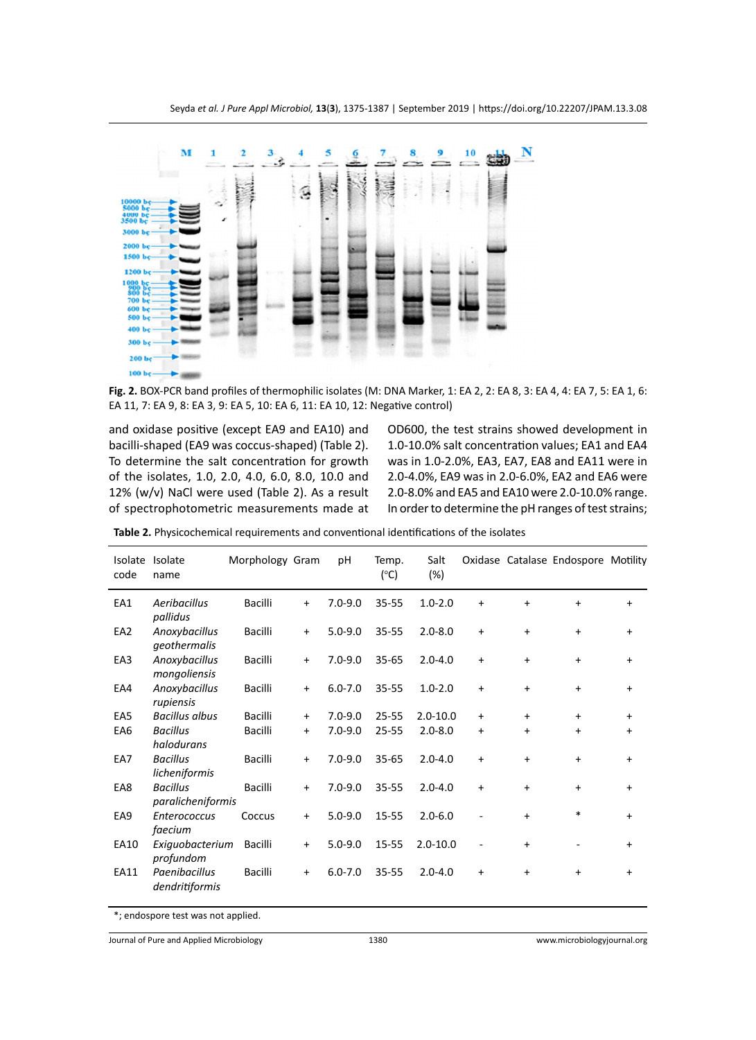Fig. 2. BOX-PCR band profiles of thermophilic isolates (M: DNA Marker, 1: EA 2, 2: EA 8, 3: EA 4, 4: EA 7, 5: EA 1, 6: EA 11, 7: EA 9, 8: EA 3, 9: EA 5, 10: EA 6, 11: EA 10, 12: Negative control)

and oxidase positive (except EA9 and EA10) and bacilli-shaped (EA9 was coccus-shaped) (Table 2). To determine the salt concentration for growth of the isolates, 1.0, 2.0, 4.0, 6.0, 8.0, 10.0 and 12% (w/v) NaCl were used (Table 2). As a result of spectrophotometric measurements made at OD600, the test strains showed development in 1.0-10.0% salt concentration values; EA1 and EA4 was in 1.0-2.0%, EA3, EA7, EA8 and EA11 were in 2.0-4.0%, EA9 was in 2.0-6.0%, EA2 and EA6 were 2.0-8.0% and EA5 and EA10 were 2.0-10.0% range. In order to determine the pH ranges of test strains;

**Table 2.** Physicochemical requirements and conventional identifications of the isolates

| Isolate code | Isolate name | Morphology | Gram | pH | Temp. (°C) | Salt (%) | Oxidase | Catalase | Endospore | Motility |
|---|---|---|---|---|---|---|---|---|---|---|
| EA1 | *Aeribacillus pallidus* | Bacilli | + | 7.0-9.0 | 35-55 | 1.0-2.0 | + | + | + | + |
| EA2 | *Anoxybacillus geothermalis* | Bacilli | + | 5.0-9.0 | 35-55 | 2.0-8.0 | + | + | + | + |
| EA3 | *Anoxybacillus mongoliensis* | Bacilli | + | 7.0-9.0 | 35-65 | 2.0-4.0 | + | + | + | + |
| EA4 | *Anoxybacillus rupiensis* | Bacilli | + | 6.0-7.0 | 35-55 | 1.0-2.0 | + | + | + | + |
| EA5 | *Bacillus albus* | Bacilli | + | 7.0-9.0 | 25-55 | 2.0-10.0 | + | + | + | + |
| EA6 | *Bacillus halodurans* | Bacilli | + | 7.0-9.0 | 25-55 | 2.0-8.0 | + | + | + | + |
| EA7 | *Bacillus licheniformis* | Bacilli | + | 7.0-9.0 | 35-65 | 2.0-4.0 | + | + | + | + |
| EA8 | *Bacillus paralicheniformis* | Bacilli | + | 7.0-9.0 | 35-55 | 2.0-4.0 | + | + | + | + |
| EA9 | *Enterococcus faecium* | Coccus | + | 5.0-9.0 | 15-55 | 2.0-6.0 | - | + | * | + |
| EA10 | *Exiguobacterium profundom* | Bacilli | + | 5.0-9.0 | 15-55 | 2.0-10.0 | - | + | - | + |
| EA11 | *Paenibacillus dendritiformis* | Bacilli | + | 6.0-7.0 | 35-55 | 2.0-4.0 | + | + | + | + |

*; endospore test was not applied.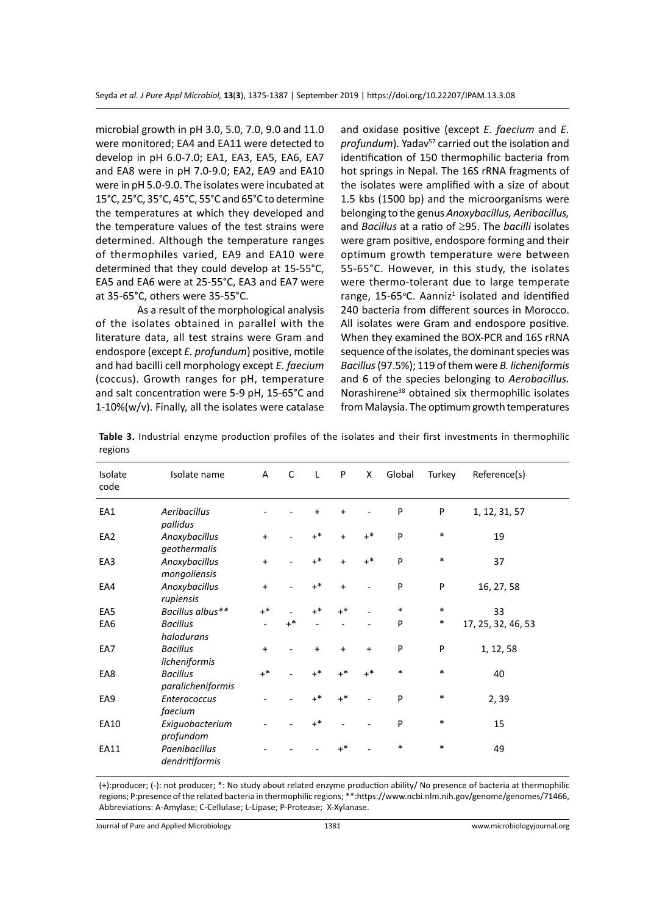microbial growth in pH 3.0, 5.0, 7.0, 9.0 and 11.0 were monitored; EA4 and EA11 were detected to develop in pH 6.0-7.0; EA1, EA3, EA5, EA6, EA7 and EA8 were in pH 7.0-9.0; EA2, EA9 and EA10 were in pH 5.0-9.0. The isolates were incubated at 15°C, 25°C, 35°C, 45°C, 55°C and 65°C to determine the temperatures at which they developed and the temperature values of the test strains were determined. Although the temperature ranges of thermophiles varied, EA9 and EA10 were determined that they could develop at 15-55°C, EA5 and EA6 were at 25-55°C, EA3 and EA7 were at 35-65°C, others were 35-55°C.

As a result of the morphological analysis of the isolates obtained in parallel with the literature data, all test strains were Gram and endospore (except *E. profundum*) positive, motile and had bacilli cell morphology except *E. faecium* (coccus). Growth ranges for pH, temperature and salt concentration were 5-9 pH, 15-65°C and 1-10%(w/v). Finally, all the isolates were catalase and oxidase positive (except *E. faecium* and *E. profundum*). Yadav[57] carried out the isolation and identification of 150 thermophilic bacteria from hot springs in Nepal. The 16S rRNA fragments of the isolates were amplified with a size of about 1.5 kbs (1500 bp) and the microorganisms were belonging to the genus *Anoxybacillus, Aeribacillus,* and *Bacillus* at a ratio of ≥95. The *bacilli* isolates were gram positive, endospore forming and their optimum growth temperature were between 55-65°C. However, in this study, the isolates were thermo-tolerant due to large temperate range, 15-65°C. Aanniz[1] isolated and identified 240 bacteria from different sources in Morocco. All isolates were Gram and endospore positive. When they examined the BOX-PCR and 16S rRNA sequence of the isolates, the dominant species was *Bacillus* (97.5%); 119 of them were *B. licheniformis* and 6 of the species belonging to *Aerobacillus.* Norashirene[38] obtained six thermophilic isolates from Malaysia. The optimum growth temperatures

**Table 3.** Industrial enzyme production profiles of the isolates and their first investments in thermophilic regions

| Isolate code | Isolate name | A | C | L | P | X | Global | Turkey | Reference(s) |
|---|---|---|---|---|---|---|---|---|---|
| EA1 | *Aeribacillus pallidus* | - | - | + | + | - | P | P | 1, 12, 31, 57 |
| EA2 | *Anoxybacillus geothermalis* | + | - | +* | + | +* | P | * | 19 |
| EA3 | *Anoxybacillus mongoliensis* | + | - | +* | + | +* | P | * | 37 |
| EA4 | *Anoxybacillus rupiensis* | + | - | +* | + | - | P | P | 16, 27, 58 |
| EA5 | *Bacillus albus*** | +* | - | +* | +* | - | * | * | 33 |
| EA6 | *Bacillus halodurans* | - | +* | - | - | - | P | * | 17, 25, 32, 46, 53 |
| EA7 | *Bacillus licheniformis* | + | - | + | + | + | P | P | 1, 12, 58 |
| EA8 | *Bacillus paralicheniformis* | +* | - | +* | +* | +* | * | * | 40 |
| EA9 | *Enterococcus faecium* | - | - | +* | +* | - | P | * | 2, 39 |
| EA10 | *Exiguobacterium profundom* | - | - | +* | - | - | P | * | 15 |
| EA11 | *Paenibacillus dendritiformis* | - | - | - | +* | - | * | * | 49 |

(+):producer; (-): not producer; *: No study about related enzyme production ability/ No presence of bacteria at thermophilic regions; P:presence of the related bacteria in thermophilic regions; **:https://www.ncbi.nlm.nih.gov/genome/genomes/71466, Abbreviations: A-Amylase; C-Cellulase; L-Lipase; P-Protease; X-Xylanase.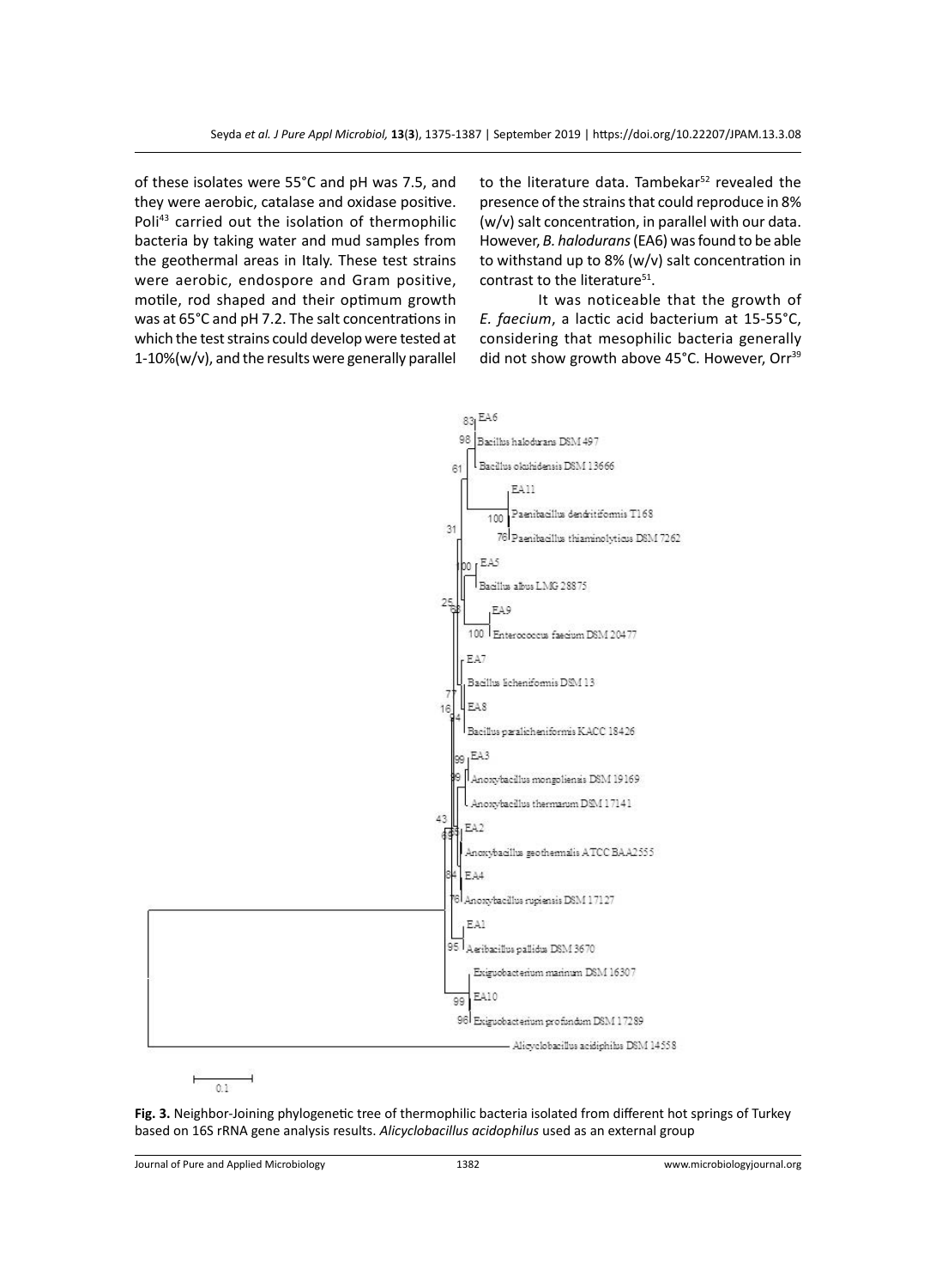of these isolates were 55°C and pH was 7.5, and they were aerobic, catalase and oxidase positive. Poli[43] carried out the isolation of thermophilic bacteria by taking water and mud samples from the geothermal areas in Italy. These test strains were aerobic, endospore and Gram positive, motile, rod shaped and their optimum growth was at 65°C and pH 7.2. The salt concentrations in which the test strains could develop were tested at 1-10%(w/v), and the results were generally parallel to the literature data. Tambekar[52] revealed the presence of the strains that could reproduce in 8% (w/v) salt concentration, in parallel with our data. However, *B. halodurans* (EA6) was found to be able to withstand up to 8% (w/v) salt concentration in contrast to the literature[51].

It was noticeable that the growth of *E. faecium*, a lactic acid bacterium at 15-55°C, considering that mesophilic bacteria generally did not show growth above 45°C. However, Orr[39]

EA6
Bacillus halodurans DSM 497
Bacillus okuhidensis DSM 13666
EA11
Paenibacillus dendritiformis T168
Paenibacillus thiaminolyticus DSM 7262
EA5
Bacillus albus LMG 28875
EA9
Enterococcus faecium DSM 20477
EA7
Bacillus licheniformis DSM 13
EA8
Bacillus paralicheniformis KACC 18426
EA3
Anoxybacillus mongoliensis DSM 19169
Anoxybacillus thermarum DSM 17141
EA2
Anoxybacillus geothermalis ATCC BAA2555
EA4
Anoxybacillus rupiensis DSM 17127
EA1
Aeribacillus pallidus DSM 3670
Exiguobacterium marinum DSM 16307
EA10
Exiguobacterium profundum DSM 17289
Alicyclobacillus acidiphilus DSM 14558
83 98 61 100 76 31 100 25 63 100 77 16 94 99 99 43 63 93 84 76 95 99 96
0.1

**Fig. 3.** Neighbor-Joining phylogenetic tree of thermophilic bacteria isolated from different hot springs of Turkey based on 16S rRNA gene analysis results. *Alicyclobacillus acidophilus* used as an external group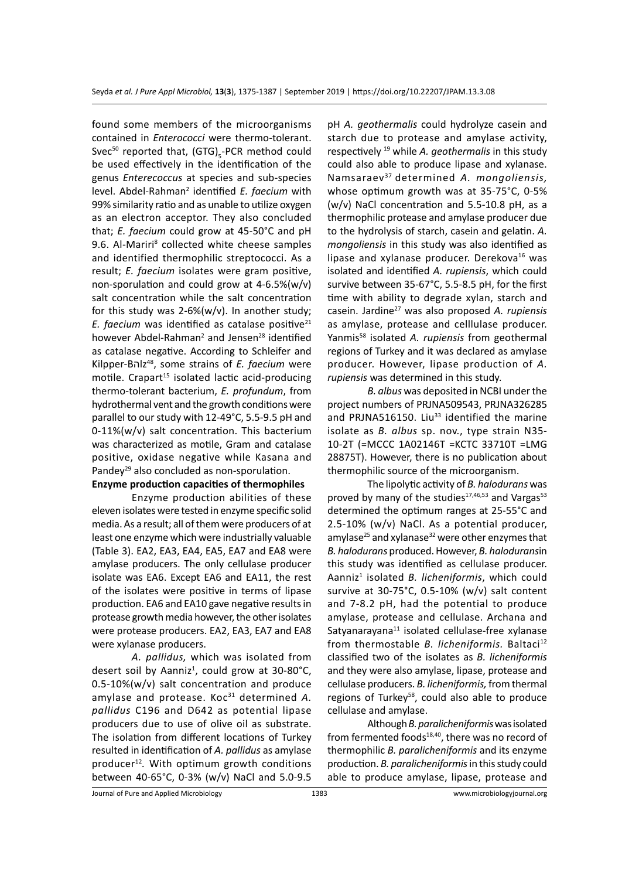found some members of the microorganisms contained in *Enterococci* were thermo-tolerant. Svec[50] reported that, $(GTG)_5$-PCR method could be used effectively in the identification of the genus *Enterecoccus* at species and sub-species level. Abdel-Rahman[2] identified *E. faecium* with 99% similarity ratio and as unable to utilize oxygen as an electron acceptor. They also concluded that; *E. faecium* could grow at 45-50°C and pH 9.6. Al-Mariri[8] collected white cheese samples and identified thermophilic streptococci. As a result; *E. faecium* isolates were gram positive, non-sporulation and could grow at 4-6.5%(w/v) salt concentration while the salt concentration for this study was 2-6%(w/v). In another study; *E. faecium* was identified as catalase positive[21] however Abdel-Rahman[2] and Jensen[28] identified as catalase negative. According to Schleifer and Kilpper-Bהlz[48], some strains of *E. faecium* were motile. Crapart[15] isolated lactic acid-producing thermo-tolerant bacterium, *E. profundum*, from hydrothermal vent and the growth conditions were parallel to our study with 12-49°C, 5.5-9.5 pH and 0-11%(w/v) salt concentration. This bacterium was characterized as motile, Gram and catalase positive, oxidase negative while Kasana and Pandey[29] also concluded as non-sporulation.

**Enzyme production capacities of thermophiles**

Enzyme production abilities of these eleven isolates were tested in enzyme specific solid media. As a result; all of them were producers of at least one enzyme which were industrially valuable (Table 3). EA2, EA3, EA4, EA5, EA7 and EA8 were amylase producers. The only cellulase producer isolate was EA6. Except EA6 and EA11, the rest of the isolates were positive in terms of lipase production. EA6 and EA10 gave negative results in protease growth media however, the other isolates were protease producers. EA2, EA3, EA7 and EA8 were xylanase producers.

*A. pallidus,* which was isolated from desert soil by Aanniz[1], could grow at 30-80°C, 0.5-10%(w/v) salt concentration and produce amylase and protease. Koc[31] determined *A. pallidus* C196 and D642 as potential lipase producers due to use of olive oil as substrate. The isolation from different locations of Turkey resulted in identification of *A. pallidus* as amylase producer[12]. With optimum growth conditions between 40-65°C, 0-3% (w/v) NaCl and 5.0-9.5 pH *A. geothermalis* could hydrolyze casein and starch due to protease and amylase activity, respectively [19] while *A. geothermalis* in this study could also able to produce lipase and xylanase. Namsaraev[37] determined *A. mongoliensis,* whose optimum growth was at 35-75°C, 0-5% (w/v) NaCl concentration and 5.5-10.8 pH, as a thermophilic protease and amylase producer due to the hydrolysis of starch, casein and gelatin. *A. mongoliensis* in this study was also identified as lipase and xylanase producer. Derekova[16] was isolated and identified *A. rupiensis*, which could survive between 35-67°C, 5.5-8.5 pH, for the first time with ability to degrade xylan, starch and casein. Jardine[27] was also proposed *A. rupiensis* as amylase, protease and celllulase producer. Yanmis[58] isolated *A. rupiensis* from geothermal regions of Turkey and it was declared as amylase producer. However, lipase production of *A. rupiensis* was determined in this study.

*B. albus* was deposited in NCBI under the project numbers of PRJNA509543, PRJNA326285 and PRJNA516150. Liu[33] identified the marine isolate as *B. albus* sp. nov., type strain N35-10-2T (=MCCC 1A02146T =KCTC 33710T =LMG 28875T). However, there is no publication about thermophilic source of the microorganism.

The lipolytic activity of *B. halodurans* was proved by many of the studies[17,46,53] and Vargas[53] determined the optimum ranges at 25-55°C and 2.5-10% (w/v) NaCl. As a potential producer, amylase[25] and xylanase[32] were other enzymes that *B. halodurans* produced. However, *B. halodurans*in this study was identified as cellulase producer. Aanniz[1] isolated *B. licheniformis*, which could survive at 30-75°C, 0.5-10% (w/v) salt content and 7-8.2 pH, had the potential to produce amylase, protease and cellulase. Archana and Satyanarayana[11] isolated cellulase-free xylanase from thermostable *B. licheniformis.* Baltaci[12] classified two of the isolates as *B. licheniformis* and they were also amylase, lipase, protease and cellulase producers. *B. licheniformis,* from thermal regions of Turkey[58], could also able to produce cellulase and amylase.

Although *B. paralicheniformis* was isolated from fermented foods[18,40], there was no record of thermophilic *B. paralicheniformis* and its enzyme production. *B. paralicheniformis* in this study could able to produce amylase, lipase, protease and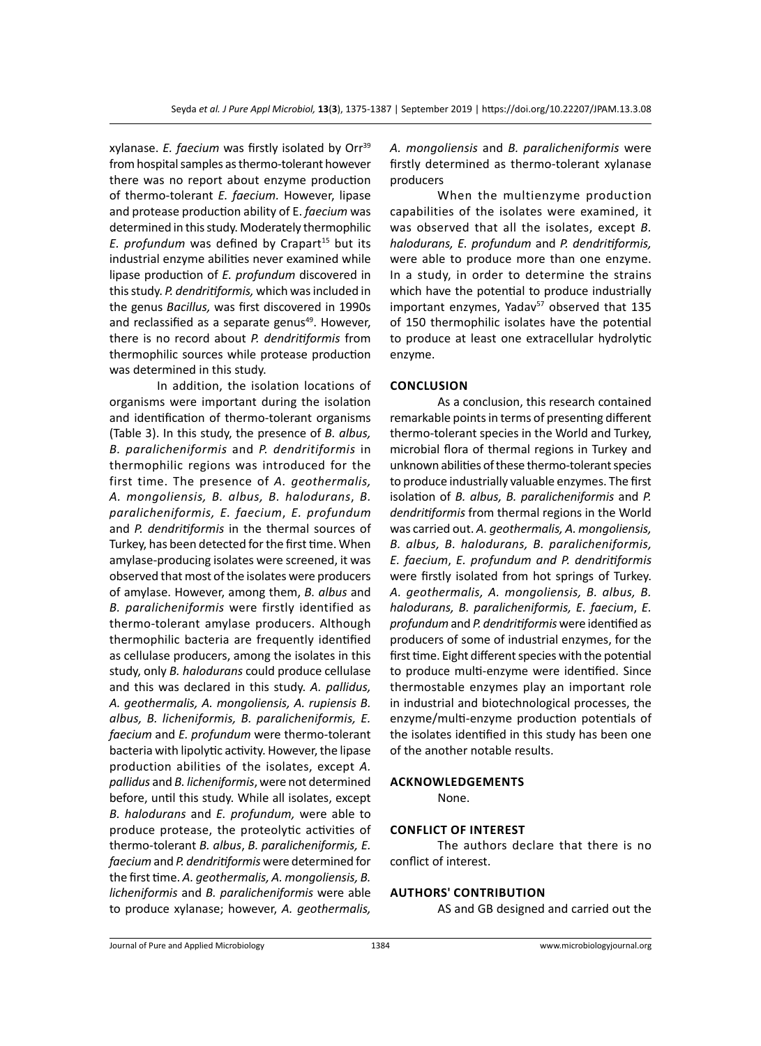xylanase. *E. faecium* was firstly isolated by Orr[39] from hospital samples as thermo-tolerant however there was no report about enzyme production of thermo-tolerant *E. faecium.* However, lipase and protease production ability of E. *faecium* was determined in this study. Moderately thermophilic *E. profundum* was defined by Crapart[15] but its industrial enzyme abilities never examined while lipase production of *E. profundum* discovered in this study. *P. dendritiformis,* which was included in the genus *Bacillus,* was first discovered in 1990s and reclassified as a separate genus[49]. However, there is no record about *P. dendritiformis* from thermophilic sources while protease production was determined in this study.

In addition, the isolation locations of organisms were important during the isolation and identification of thermo-tolerant organisms (Table 3). In this study, the presence of *B. albus, B. paralicheniformis* and *P. dendritiformis* in thermophilic regions was introduced for the first time. The presence of *A. geothermalis, A. mongoliensis, B. albus, B. halodurans*, *B. paralicheniformis, E. faecium*, *E. profundum* and *P. dendritiformis* in the thermal sources of Turkey, has been detected for the first time. When amylase-producing isolates were screened, it was observed that most of the isolates were producers of amylase. However, among them, *B. albus* and *B. paralicheniformis* were firstly identified as thermo-tolerant amylase producers. Although thermophilic bacteria are frequently identified as cellulase producers, among the isolates in this study, only *B. halodurans* could produce cellulase and this was declared in this study. *A. pallidus, A. geothermalis, A. mongoliensis, A. rupiensis B. albus, B. licheniformis, B. paralicheniformis, E. faecium* and *E. profundum* were thermo-tolerant bacteria with lipolytic activity. However, the lipase production abilities of the isolates, except *A. pallidus* and *B. licheniformis*, were not determined before, until this study. While all isolates, except *B. halodurans* and *E. profundum,* were able to produce protease, the proteolytic activities of thermo-tolerant *B. albus*, *B. paralicheniformis, E. faecium* and *P. dendritiformis* were determined for the first time. *A. geothermalis, A. mongoliensis, B. licheniformis* and *B. paralicheniformis* were able to produce xylanase; however, *A. geothermalis, A. mongoliensis* and *B. paralicheniformis* were firstly determined as thermo-tolerant xylanase producers

When the multienzyme production capabilities of the isolates were examined, it was observed that all the isolates, except *B. halodurans, E. profundum* and *P. dendritiformis,* were able to produce more than one enzyme. In a study, in order to determine the strains which have the potential to produce industrially important enzymes, Yadav[57] observed that 135 of 150 thermophilic isolates have the potential to produce at least one extracellular hydrolytic enzyme.

## CONCLUSION

As a conclusion, this research contained remarkable points in terms of presenting different thermo-tolerant species in the World and Turkey, microbial flora of thermal regions in Turkey and unknown abilities of these thermo-tolerant species to produce industrially valuable enzymes. The first isolation of *B. albus, B. paralicheniformis* and *P. dendritiformis* from thermal regions in the World was carried out. *A. geothermalis, A. mongoliensis, B. albus, B. halodurans, B. paralicheniformis, E. faecium*, *E. profundum and P. dendritiformis* were firstly isolated from hot springs of Turkey. *A. geothermalis, A. mongoliensis, B. albus, B. halodurans, B. paralicheniformis, E. faecium*, *E. profundum* and *P. dendritiformis* were identified as producers of some of industrial enzymes, for the first time. Eight different species with the potential to produce multi-enzyme were identified. Since thermostable enzymes play an important role in industrial and biotechnological processes, the enzyme/multi-enzyme production potentials of the isolates identified in this study has been one of the another notable results.

## ACKNOWLEDGEMENTS

None.

## CONFLICT OF INTEREST

The authors declare that there is no conflict of interest.

## AUTHORS' CONTRIBUTION

AS and GB designed and carried out the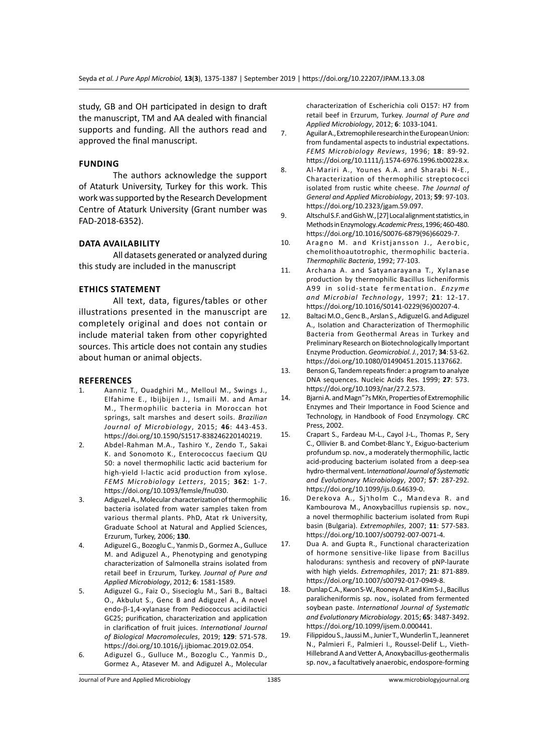study, GB and OH participated in design to draft the manuscript, TM and AA dealt with financial supports and funding. All the authors read and approved the final manuscript.

## FUNDING

The authors acknowledge the support of Ataturk University, Turkey for this work. This work was supported by the Research Development Centre of Ataturk University (Grant number was FAD-2018-6352).

## DATA AVAILABILITY

All datasets generated or analyzed during this study are included in the manuscript

## ETHICS STATEMENT

All text, data, figures/tables or other illustrations presented in the manuscript are completely original and does not contain or include material taken from other copyrighted sources. This article does not contain any studies about human or animal objects.

## REFERENCES

1. Aanniz T., Ouadghiri M., Melloul M., Swings J., Elfahime E., Ibijbijen J., Ismaili M. and Amar M., Thermophilic bacteria in Moroccan hot springs, salt marshes and desert soils. *Brazilian Journal of Microbiology*, 2015; **46**: 443-453. https://doi.org/10.1590/S1517-838246220140219.
2. Abdel-Rahman M.A., Tashiro Y., Zendo T., Sakai K. and Sonomoto K., Enterococcus faecium QU 50: a novel thermophilic lactic acid bacterium for high-yield l-lactic acid production from xylose. *FEMS Microbiology Letters*, 2015; **362**: 1-7. https://doi.org/10.1093/femsle/fnu030.
3. Adiguzel A., Molecular characterization of thermophilic bacteria isolated from water samples taken from various thermal plants. PhD, Atat rk University, Graduate School at Natural and Applied Sciences, Erzurum, Turkey, 2006; **130**.
4. Adiguzel G., Bozoglu C., Yanmis D., Gormez A., Gulluce M. and Adiguzel A., Phenotyping and genotyping characterization of Salmonella strains isolated from retail beef in Erzurum, Turkey. *Journal of Pure and Applied Microbiology*, 2012; **6**: 1581-1589.
5. Adiguzel G., Faiz O., Sisecioglu M., Sari B., Baltaci O., Akbulut S., Genc B and Adiguzel A., A novel endo-β-1,4-xylanase from Pediococcus acidilactici GC25; purification, characterization and application in clarification of fruit juices. *International Journal of Biological Macromolecules*, 2019; **129**: 571-578. https://doi.org/10.1016/j.ijbiomac.2019.02.054.
6. Adiguzel G., Gulluce M., Bozoglu C., Yanmis D., Gormez A., Atasever M. and Adiguzel A., Molecular characterization of Escherichia coli O157: H7 from retail beef in Erzurum, Turkey. *Journal of Pure and Applied Microbiology*, 2012; **6**: 1033-1041.
7. Aguilar A., Extremophile research in the European Union: from fundamental aspects to industrial expectations. *FEMS Microbiology Reviews*, 1996; **18**: 89-92. https://doi.org/10.1111/j.1574-6976.1996.tb00228.x.
8. Al-Mariri A., Younes A.A. and Sharabi N-E., Characterization of thermophilic streptococci isolated from rustic white cheese. *The Journal of General and Applied Microbiology*, 2013; **59**: 97-103. https://doi.org/10.2323/jgam.59.097.
9. Altschul S.F. and Gish W., [27] Local alignment statistics, in Methods in Enzymology. *Academic Press*, 1996; 460-480. https://doi.org/10.1016/S0076-6879(96)66029-7.
10. Aragno M. and Kristjansson J., Aerobic, chemolithoautotrophic, thermophilic bacteria. *Thermophilic Bacteria*, 1992; 77-103.
11. Archana A. and Satyanarayana T., Xylanase production by thermophilic Bacillus licheniformis A99 in solid-state fermentation. *Enzyme and Microbial Technology*, 1997; **21**: 12-17. https://doi.org/10.1016/S0141-0229(96)00207-4.
12. Baltaci M.O., Genc B., Arslan S., Adiguzel G. and Adiguzel A., Isolation and Characterization of Thermophilic Bacteria from Geothermal Areas in Turkey and Preliminary Research on Biotechnologically Important Enzyme Production. *Geomicrobiol. J.*, 2017; **34**: 53-62. https://doi.org/10.1080/01490451.2015.1137662.
13. Benson G, Tandem repeats finder: a program to analyze DNA sequences. Nucleic Acids Res. 1999; **27**: 573. https://doi.org/10.1093/nar/27.2.573.
14. Bjarni A. and Magn"?s MKn, Properties of Extremophilic Enzymes and Their Importance in Food Science and Technology, in Handbook of Food Enzymology. CRC Press, 2002.
15. Crapart S., Fardeau M-L., Cayol J-L., Thomas P., Sery C., Ollivier B. and Combet-Blanc Y., Exiguo-bacterium profundum sp. nov., a moderately thermophilic, lactic acid-producing bacterium isolated from a deep-sea hydro-thermal vent. I*nternational Journal of Systematic and Evolutionary Microbiology*, 2007; **57**: 287-292. https://doi.org/10.1099/ijs.0.64639-0.
16. Derekova A., Sjרholm C., Mandeva R. and Kambourova M., Anoxybacillus rupiensis sp. nov., a novel thermophilic bacterium isolated from Rupi basin (Bulgaria). *Extremophiles*, 2007; **11**: 577-583. https://doi.org/10.1007/s00792-007-0071-4.
17. Dua A. and Gupta R., Functional characterization of hormone sensitive-like lipase from Bacillus halodurans: synthesis and recovery of pNP-laurate with high yields. *Extremophiles*, 2017; **21**: 871-889. https://doi.org/10.1007/s00792-017-0949-8.
18. Dunlap C.A., Kwon S-W., Rooney A.P. and Kim S-J., Bacillus paralicheniformis sp. nov., isolated from fermented soybean paste. *International Journal of Systematic and Evolutionary Microbiology*. 2015; **65**: 3487-3492. https://doi.org/10.1099/ijsem.0.000441.
19. Filippidou S., Jaussi M., Junier T., Wunderlin T., Jeanneret N., Palmieri F., Palmieri I., Roussel-Delif L., Vieth-Hillebrand A and Vetter A, Anoxybacillus-geothermalis sp. nov., a facultatively anaerobic, endospore-forming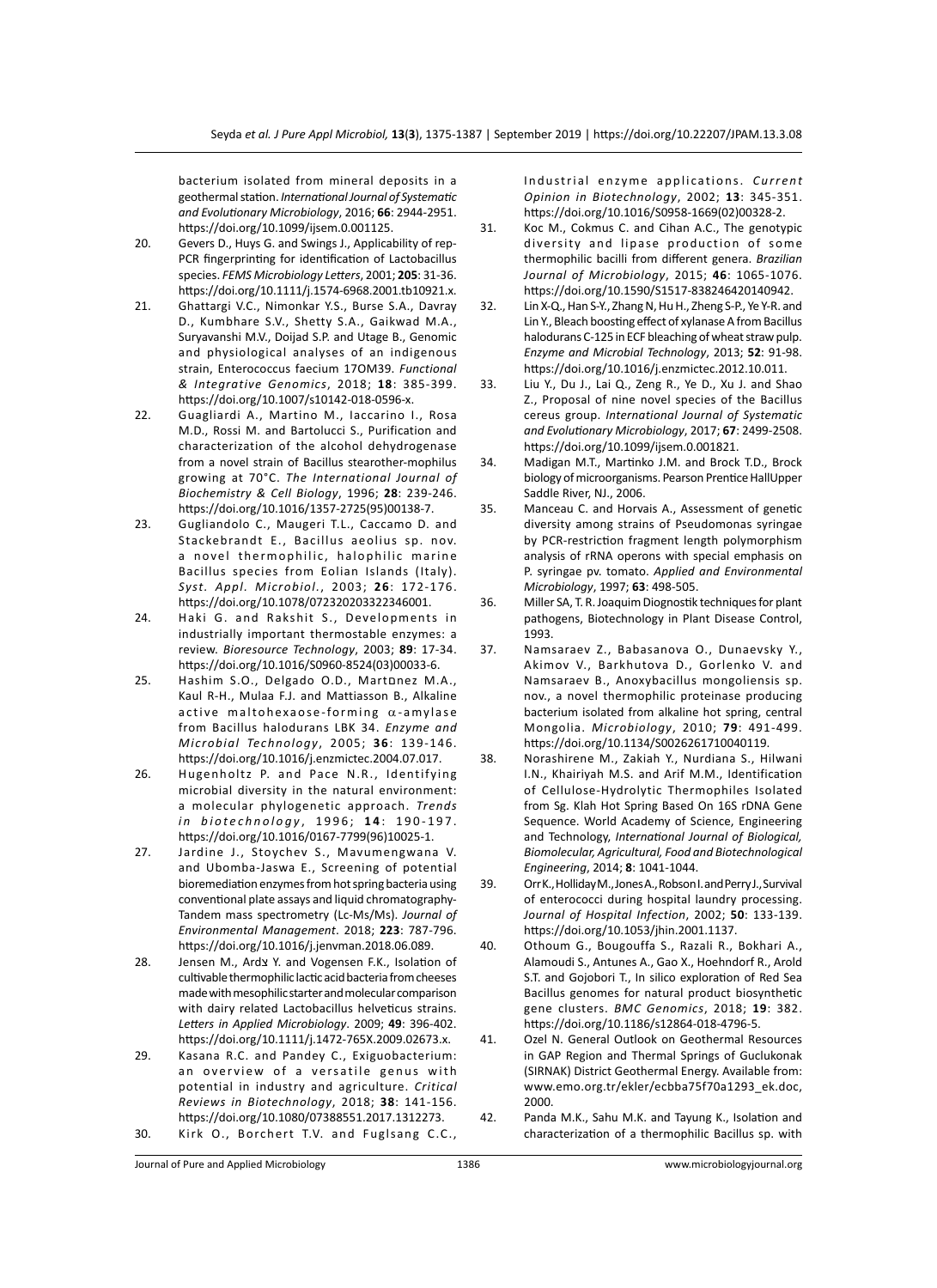bacterium isolated from mineral deposits in a geothermal station. *International Journal of Systematic and Evolutionary Microbiology*, 2016; **66**: 2944-2951. https://doi.org/10.1099/ijsem.0.001125.

20. Gevers D., Huys G. and Swings J., Applicability of rep-PCR fingerprinting for identification of Lactobacillus species. *FEMS Microbiology Letters*, 2001; **205**: 31-36. https://doi.org/10.1111/j.1574-6968.2001.tb10921.x.
21. Ghattargi V.C., Nimonkar Y.S., Burse S.A., Davray D., Kumbhare S.V., Shetty S.A., Gaikwad M.A., Suryavanshi M.V., Doijad S.P. and Utage B., Genomic and physiological analyses of an indigenous strain, Enterococcus faecium 17OM39. *Functional & Integrative Genomics*, 2018; **18**: 385-399. https://doi.org/10.1007/s10142-018-0596-x.
22. Guagliardi A., Martino M., Iaccarino I., Rosa M.D., Rossi M. and Bartolucci S., Purification and characterization of the alcohol dehydrogenase from a novel strain of Bacillus stearother-mophilus growing at 70°C. *The International Journal of Biochemistry & Cell Biology*, 1996; **28**: 239-246. https://doi.org/10.1016/1357-2725(95)00138-7.
23. Gugliandolo C., Maugeri T.L., Caccamo D. and Stackebrandt E., Bacillus aeolius sp. nov. a novel thermophilic, halophilic marine Bacillus species from Eolian Islands (Italy). *Syst. Appl. Microbiol.*, 2003; **26**: 172-176. https://doi.org/10.1078/072320203322346001.
24. Haki G. and Rakshit S., Developments in industrially important thermostable enzymes: a review. *Bioresource Technology*, 2003; **89**: 17-34. https://doi.org/10.1016/S0960-8524(03)00033-6.
25. Hashim S.O., Delgado O.D., Martםnez M.A., Kaul R-H., Mulaa F.J. and Mattiasson B., Alkaline active maltohexaose-forming α-amylase from Bacillus halodurans LBK 34. *Enzyme and Microbial Technology*, 2005; **36**: 139-146. https://doi.org/10.1016/j.enzmictec.2004.07.017.
26. Hugenholtz P. and Pace N.R., Identifying microbial diversity in the natural environment: a molecular phylogenetic approach. *Trends in biotechnology*, 1996; **14**: 190-197. https://doi.org/10.1016/0167-7799(96)10025-1.
27. Jardine J., Stoychev S., Mavumengwana V. and Ubomba-Jaswa E., Screening of potential bioremediation enzymes from hot spring bacteria using conventional plate assays and liquid chromatography-Tandem mass spectrometry (Lc-Ms/Ms). *Journal of Environmental Management*. 2018; **223**: 787-796. https://doi.org/10.1016/j.jenvman.2018.06.089.
28. Jensen M., Ardצ Y. and Vogensen F.K., Isolation of cultivable thermophilic lactic acid bacteria from cheeses made with mesophilic starter and molecular comparison with dairy related Lactobacillus helveticus strains. *Letters in Applied Microbiology*. 2009; **49**: 396-402. https://doi.org/10.1111/j.1472-765X.2009.02673.x.
29. Kasana R.C. and Pandey C., Exiguobacterium: an overview of a versatile genus with potential in industry and agriculture. *Critical Reviews in Biotechnology*, 2018; **38**: 141-156. https://doi.org/10.1080/07388551.2017.1312273.
30. Kirk O., Borchert T.V. and Fuglsang C.C., Industrial enzyme applications. *Current Opinion in Biotechnology*, 2002; **13**: 345-351. https://doi.org/10.1016/S0958-1669(02)00328-2.
31. Koc M., Cokmus C. and Cihan A.C., The genotypic diversity and lipase production of some thermophilic bacilli from different genera. *Brazilian Journal of Microbiology*, 2015; **46**: 1065-1076. https://doi.org/10.1590/S1517-838246420140942.
32. Lin X-Q., Han S-Y., Zhang N, Hu H., Zheng S-P., Ye Y-R. and Lin Y., Bleach boosting effect of xylanase A from Bacillus halodurans C-125 in ECF bleaching of wheat straw pulp. *Enzyme and Microbial Technology*, 2013; **52**: 91-98. https://doi.org/10.1016/j.enzmictec.2012.10.011.
33. Liu Y., Du J., Lai Q., Zeng R., Ye D., Xu J. and Shao Z., Proposal of nine novel species of the Bacillus cereus group. *International Journal of Systematic and Evolutionary Microbiology*, 2017; **67**: 2499-2508. https://doi.org/10.1099/ijsem.0.001821.
34. Madigan M.T., Martinko J.M. and Brock T.D., Brock biology of microorganisms. Pearson Prentice HallUpper Saddle River, NJ., 2006.
35. Manceau C. and Horvais A., Assessment of genetic diversity among strains of Pseudomonas syringae by PCR-restriction fragment length polymorphism analysis of rRNA operons with special emphasis on P. syringae pv. tomato. *Applied and Environmental Microbiology*, 1997; **63**: 498-505.
36. Miller SA, T. R. Joaquim Diognostik techniques for plant pathogens, Biotechnology in Plant Disease Control, 1993.
37. Namsaraev Z., Babasanova O., Dunaevsky Y., Akimov V., Barkhutova D., Gorlenko V. and Namsaraev B., Anoxybacillus mongoliensis sp. nov., a novel thermophilic proteinase producing bacterium isolated from alkaline hot spring, central Mongolia. *Microbiology*, 2010; **79**: 491-499. https://doi.org/10.1134/S0026261710040119.
38. Norashirene M., Zakiah Y., Nurdiana S., Hilwani I.N., Khairiyah M.S. and Arif M.M., Identification of Cellulose-Hydrolytic Thermophiles Isolated from Sg. Klah Hot Spring Based On 16S rDNA Gene Sequence. World Academy of Science, Engineering and Technology, *International Journal of Biological, Biomolecular, Agricultural, Food and Biotechnological Engineering*, 2014; **8**: 1041-1044.
39. Orr K., Holliday M., Jones A., Robson I. and Perry J., Survival of enterococci during hospital laundry processing. *Journal of Hospital Infection*, 2002; **50**: 133-139. https://doi.org/10.1053/jhin.2001.1137.
40. Othoum G., Bougouffa S., Razali R., Bokhari A., Alamoudi S., Antunes A., Gao X., Hoehndorf R., Arold S.T. and Gojobori T., In silico exploration of Red Sea Bacillus genomes for natural product biosynthetic gene clusters. *BMC Genomics*, 2018; **19**: 382. https://doi.org/10.1186/s12864-018-4796-5.
41. Ozel N. General Outlook on Geothermal Resources in GAP Region and Thermal Springs of Guclukonak (SIRNAK) District Geothermal Energy. Available from: www.emo.org.tr/ekler/ecbba75f70a1293_ek.doc, 2000.
42. Panda M.K., Sahu M.K. and Tayung K., Isolation and characterization of a thermophilic Bacillus sp. with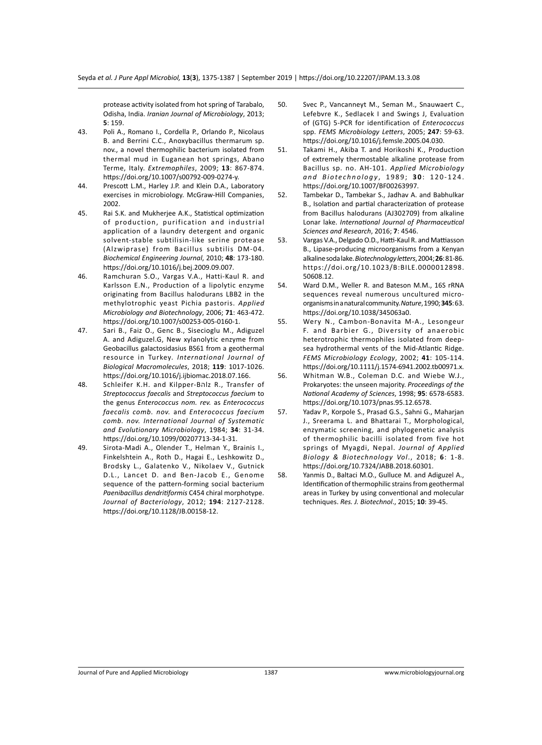protease activity isolated from hot spring of Tarabalo, Odisha, India. *Iranian Journal of Microbiology*, 2013; **5**: 159.

43. Poli A., Romano I., Cordella P., Orlando P., Nicolaus B. and Berrini C.C., Anoxybacillus thermarum sp. nov., a novel thermophilic bacterium isolated from thermal mud in Euganean hot springs, Abano Terme, Italy. *Extremophiles*, 2009; **13**: 867-874. https://doi.org/10.1007/s00792-009-0274-y.
44. Prescott L.M., Harley J.P. and Klein D.A., Laboratory exercises in microbiology. McGraw-Hill Companies, 2002.
45. Rai S.K. and Mukherjee A.K., Statistical optimization of production, purification and industrial application of a laundry detergent and organic solvent-stable subtilisin-like serine protease (Alzwiprase) from Bacillus subtilis DM-04. *Biochemical Engineering Journal*, 2010; **48**: 173-180. https://doi.org/10.1016/j.bej.2009.09.007.
46. Ramchuran S.O., Vargas V.A., Hatti-Kaul R. and Karlsson E.N., Production of a lipolytic enzyme originating from Bacillus halodurans LBB2 in the methylotrophic yeast Pichia pastoris. *Applied Microbiology and Biotechnology*, 2006; **71**: 463-472. https://doi.org/10.1007/s00253-005-0160-1.
47. Sari B., Faiz O., Genc B., Sisecioglu M., Adiguzel A. and Adiguzel.G, New xylanolytic enzyme from Geobacillus galactosidasius BS61 from a geothermal resource in Turkey. *International Journal of Biological Macromolecules*, 2018; **119**: 1017-1026. https://doi.org/10.1016/j.ijbiomac.2018.07.166.
48. Schleifer K.H. and Kilpper-Bרlz R., Transfer of *Streptococcus faecalis* and *Streptococcus faecium* to the genus *Enterococcus nom. rev.* as *Enterococcus faecalis comb. nov.* and *Enterococcus faecium comb. nov. International Journal of Systematic and Evolutionary Microbiology*, 1984; **34**: 31-34. https://doi.org/10.1099/00207713-34-1-31.
49. Sirota-Madi A., Olender T., Helman Y., Brainis I., Finkelshtein A., Roth D., Hagai E., Leshkowitz D., Brodsky L., Galatenko V., Nikolaev V., Gutnick D.L., Lancet D. and Ben-Jacob E., Genome sequence of the pattern-forming social bacterium *Paenibacillus dendritiformis* C454 chiral morphotype. *Journal of Bacteriology*, 2012; **194**: 2127-2128. https://doi.org/10.1128/JB.00158-12.
50. Svec P., Vancanneyt M., Seman M., Snauwaert C., Lefebvre K., Sedlacek I and Swings J, Evaluation of (GTG) 5-PCR for identification of *Enterococcus* spp. *FEMS Microbiology Letters*, 2005; **247**: 59-63. https://doi.org/10.1016/j.femsle.2005.04.030.
51. Takami H., Akiba T. and Horikoshi K., Production of extremely thermostable alkaline protease from Bacillus sp. no. AH-101. *Applied Microbiology and Biotechnology*, 1989; **30**: 120-124. https://doi.org/10.1007/BF00263997.
52. Tambekar D., Tambekar S., Jadhav A. and Babhulkar B., Isolation and partial characterization of protease from Bacillus halodurans (AJ302709) from alkaline Lonar lake. *International Journal of Pharmaceutical Sciences and Research*, 2016; **7**: 4546.
53. Vargas V.A., Delgado O.D., Hatti-Kaul R. and Mattiasson B., Lipase-producing microorganisms from a Kenyan alkaline soda lake. *Biotechnology letters*, 2004; **26**: 81-86. https://doi.org/10.1023/B:BILE.0000012898.50608.12.
54. Ward D.M., Weller R. and Bateson M.M., 16S rRNA sequences reveal numerous uncultured microorganisms in a natural community. *Nature*, 1990; **345**: 63. https://doi.org/10.1038/345063a0.
55. Wery N., Cambon-Bonavita M-A., Lesongeur F. and Barbier G., Diversity of anaerobic heterotrophic thermophiles isolated from deep-sea hydrothermal vents of the Mid-Atlantic Ridge. *FEMS Microbiology Ecology*, 2002; **41**: 105-114. https://doi.org/10.1111/j.1574-6941.2002.tb00971.x.
56. Whitman W.B., Coleman D.C. and Wiebe W.J., Prokaryotes: the unseen majority. *Proceedings of the National Academy of Sciences*, 1998; **95**: 6578-6583. https://doi.org/10.1073/pnas.95.12.6578.
57. Yadav P., Korpole S., Prasad G.S., Sahni G., Maharjan J., Sreerama L. and Bhattarai T., Morphological, enzymatic screening, and phylogenetic analysis of thermophilic bacilli isolated from five hot springs of Myagdi, Nepal. *Journal of Applied Biology & Biotechnology Vol.*, 2018; **6**: 1-8. https://doi.org/10.7324/JABB.2018.60301.
58. Yanmis D., Baltaci M.O., Gulluce M. and Adiguzel A., Identification of thermophilic strains from geothermal areas in Turkey by using conventional and molecular techniques. *Res. J. Biotechnol.*, 2015; **10**: 39-45.